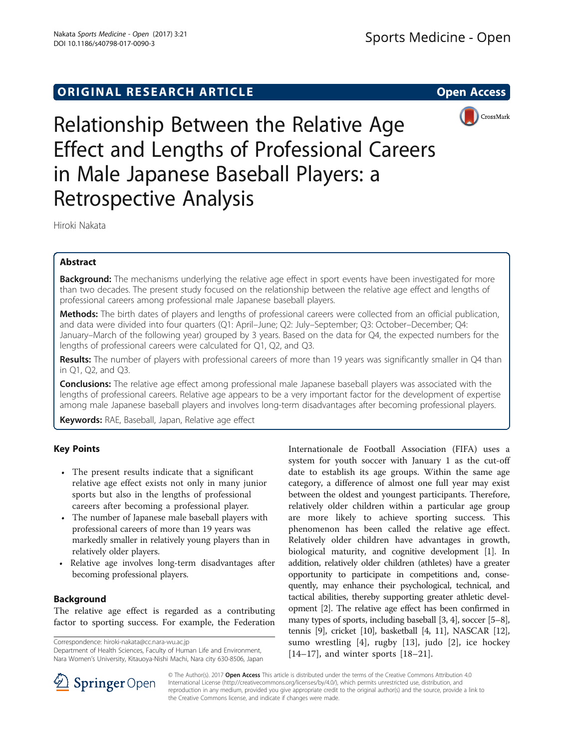ORIGINAL RESEARCH ARTICLE

Open Access

# Relationship Between the Relative Age Effect and Lengths of Professional Careers in Male Japanese Baseball Players: a Retrospective Analysis

Hiroki Nakata

## Abstract

**Background:** The mechanisms underlying the relative age effect in sport events have been investigated for more than two decades. The present study focused on the relationship between the relative age effect and lengths of professional careers among professional male Japanese baseball players.

**Methods:** The birth dates of players and lengths of professional careers were collected from an official publication, and data were divided into four quarters (Q1: April–June; Q2: July–September; Q3: October–December; Q4: January–March of the following year) grouped by 3 years. Based on the data for Q4, the expected numbers for the lengths of professional careers were calculated for Q1, Q2, and Q3.

**Results:** The number of players with professional careers of more than 19 years was significantly smaller in Q4 than in Q1, Q2, and Q3.

**Conclusions:** The relative age effect among professional male Japanese baseball players was associated with the lengths of professional careers. Relative age appears to be a very important factor for the development of expertise among male Japanese baseball players and involves long-term disadvantages after becoming professional players.

**Keywords:** RAE, Baseball, Japan, Relative age effect

## Key Points

- The present results indicate that a significant relative age effect exists not only in many junior sports but also in the lengths of professional careers after becoming a professional player.
- The number of Japanese male baseball players with professional careers of more than 19 years was markedly smaller in relatively young players than in relatively older players.
- Relative age involves long-term disadvantages after becoming professional players.

## Background

The relative age effect is regarded as a contributing factor to sporting success. For example, the Federation Internationale de Football Association (FIFA) uses a system for youth soccer with January 1 as the cut-off date to establish its age groups. Within the same age category, a difference of almost one full year may exist between the oldest and youngest participants. Therefore, relatively older children within a particular age group are more likely to achieve sporting success. This phenomenon has been called the relative age effect. Relatively older children have advantages in growth, biological maturity, and cognitive development [1]. In addition, relatively older children (athletes) have a greater opportunity to participate in competitions and, consequently, may enhance their psychological, technical, and tactical abilities, thereby supporting greater athletic development [2]. The relative age effect has been confirmed in many types of sports, including baseball [3, 4], soccer [5–8], tennis [9], cricket [10], basketball [4, 11], NASCAR [12], sumo wrestling [4], rugby [13], judo [2], ice hockey [14–17], and winter sports [18–21].

Correspondence: hiroki-nakata@cc.nara-wu.ac.jp
Department of Health Sciences, Faculty of Human Life and Environment, Nara Women's University, Kitauoya-Nishi Machi, Nara city 630-8506, Japan

© The Author(s). 2017 **Open Access** This article is distributed under the terms of the Creative Commons Attribution 4.0 International License (http://creativecommons.org/licenses/by/4.0/), which permits unrestricted use, distribution, and reproduction in any medium, provided you give appropriate credit to the original author(s) and the source, provide a link to the Creative Commons license, and indicate if changes were made.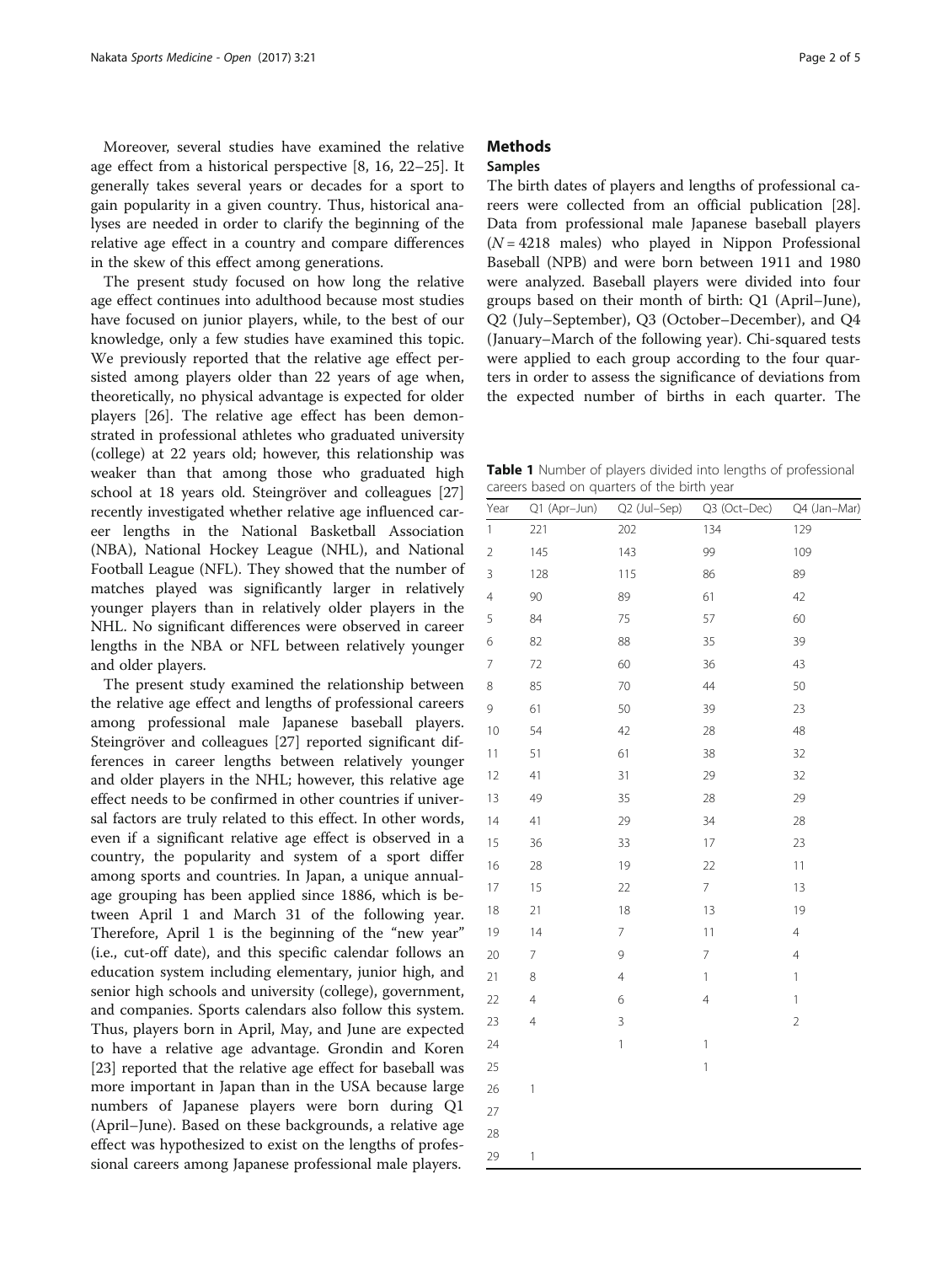Moreover, several studies have examined the relative age effect from a historical perspective [8, 16, 22–25]. It generally takes several years or decades for a sport to gain popularity in a given country. Thus, historical analyses are needed in order to clarify the beginning of the relative age effect in a country and compare differences in the skew of this effect among generations.

The present study focused on how long the relative age effect continues into adulthood because most studies have focused on junior players, while, to the best of our knowledge, only a few studies have examined this topic. We previously reported that the relative age effect persisted among players older than 22 years of age when, theoretically, no physical advantage is expected for older players [26]. The relative age effect has been demonstrated in professional athletes who graduated university (college) at 22 years old; however, this relationship was weaker than that among those who graduated high school at 18 years old. Steingröver and colleagues [27] recently investigated whether relative age influenced career lengths in the National Basketball Association (NBA), National Hockey League (NHL), and National Football League (NFL). They showed that the number of matches played was significantly larger in relatively younger players than in relatively older players in the NHL. No significant differences were observed in career lengths in the NBA or NFL between relatively younger and older players.

The present study examined the relationship between the relative age effect and lengths of professional careers among professional male Japanese baseball players. Steingröver and colleagues [27] reported significant differences in career lengths between relatively younger and older players in the NHL; however, this relative age effect needs to be confirmed in other countries if universal factors are truly related to this effect. In other words, even if a significant relative age effect is observed in a country, the popularity and system of a sport differ among sports and countries. In Japan, a unique annual-age grouping has been applied since 1886, which is between April 1 and March 31 of the following year. Therefore, April 1 is the beginning of the "new year" (i.e., cut-off date), and this specific calendar follows an education system including elementary, junior high, and senior high schools and university (college), government, and companies. Sports calendars also follow this system. Thus, players born in April, May, and June are expected to have a relative age advantage. Grondin and Koren [23] reported that the relative age effect for baseball was more important in Japan than in the USA because large numbers of Japanese players were born during Q1 (April–June). Based on these backgrounds, a relative age effect was hypothesized to exist on the lengths of professional careers among Japanese professional male players.

## Methods

### Samples

The birth dates of players and lengths of professional careers were collected from an official publication [28]. Data from professional male Japanese baseball players ($N = 4218$ males) who played in Nippon Professional Baseball (NPB) and were born between 1911 and 1980 were analyzed. Baseball players were divided into four groups based on their month of birth: Q1 (April–June), Q2 (July–September), Q3 (October–December), and Q4 (January–March of the following year). Chi-squared tests were applied to each group according to the four quarters in order to assess the significance of deviations from the expected number of births in each quarter. The

**Table 1** Number of players divided into lengths of professional careers based on quarters of the birth year

| Year | Q1 (Apr–Jun) | Q2 (Jul–Sep) | Q3 (Oct–Dec) | Q4 (Jan–Mar) |
|---|---|---|---|---|
| 1 | 221 | 202 | 134 | 129 |
| 2 | 145 | 143 | 99 | 109 |
| 3 | 128 | 115 | 86 | 89 |
| 4 | 90 | 89 | 61 | 42 |
| 5 | 84 | 75 | 57 | 60 |
| 6 | 82 | 88 | 35 | 39 |
| 7 | 72 | 60 | 36 | 43 |
| 8 | 85 | 70 | 44 | 50 |
| 9 | 61 | 50 | 39 | 23 |
| 10 | 54 | 42 | 28 | 48 |
| 11 | 51 | 61 | 38 | 32 |
| 12 | 41 | 31 | 29 | 32 |
| 13 | 49 | 35 | 28 | 29 |
| 14 | 41 | 29 | 34 | 28 |
| 15 | 36 | 33 | 17 | 23 |
| 16 | 28 | 19 | 22 | 11 |
| 17 | 15 | 22 | 7 | 13 |
| 18 | 21 | 18 | 13 | 19 |
| 19 | 14 | 7 | 11 | 4 |
| 20 | 7 | 9 | 7 | 4 |
| 21 | 8 | 4 | 1 | 1 |
| 22 | 4 | 6 | 4 | 1 |
| 23 | 4 | 3 | | 2 |
| 24 | | 1 | 1 | |
| 25 | | | 1 | |
| 26 | 1 | | | |
| 27 | | | | |
| 28 | | | | |
| 29 | 1 | | | |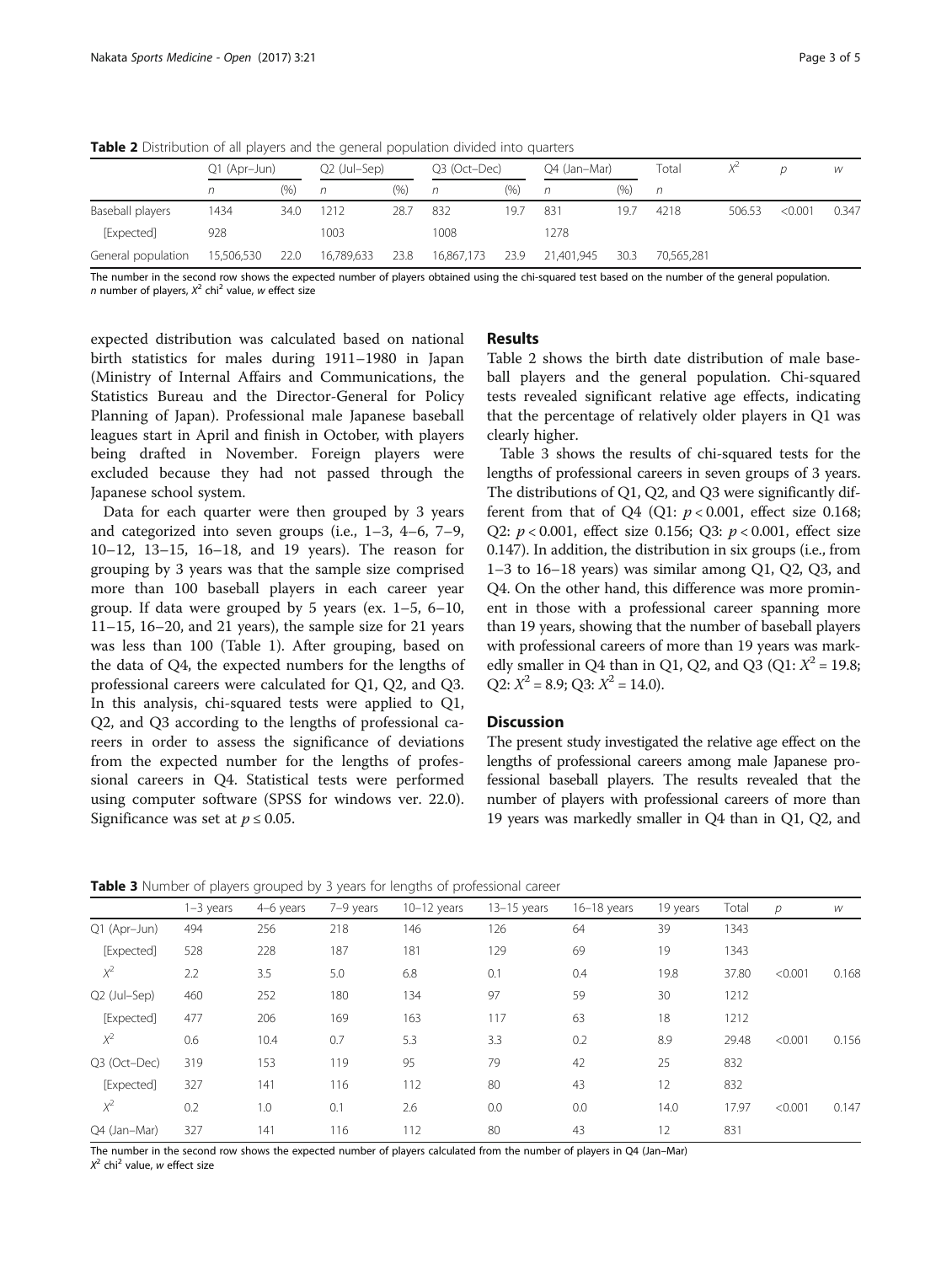**Table 2** Distribution of all players and the general population divided into quarters

| | Q1 (Apr–Jun) | | Q2 (Jul–Sep) | | Q3 (Oct–Dec) | | Q4 (Jan–Mar) | | Total | $X^2$ | $p$ | $w$ |
|---|---|---|---|---|---|---|---|---|---|---|---|---|
| | $n$ | (%) | $n$ | (%) | $n$ | (%) | $n$ | (%) | $n$ | | | |
| Baseball players | 1434 | 34.0 | 1212 | 28.7 | 832 | 19.7 | 831 | 19.7 | 4218 | 506.53 | <0.001 | 0.347 |
| [Expected] | 928 | | 1003 | | 1008 | | 1278 | | | | | |
| General population | 15,506,530 | 22.0 | 16,789,633 | 23.8 | 16,867,173 | 23.9 | 21,401,945 | 30.3 | 70,565,281 | | | |

The number in the second row shows the expected number of players obtained using the chi-squared test based on the number of the general population.
$n$ number of players, $X^2$ chi$^2$ value, $w$ effect size

expected distribution was calculated based on national birth statistics for males during 1911–1980 in Japan (Ministry of Internal Affairs and Communications, the Statistics Bureau and the Director-General for Policy Planning of Japan). Professional male Japanese baseball leagues start in April and finish in October, with players being drafted in November. Foreign players were excluded because they had not passed through the Japanese school system.

Data for each quarter were then grouped by 3 years and categorized into seven groups (i.e., 1–3, 4–6, 7–9, 10–12, 13–15, 16–18, and 19 years). The reason for grouping by 3 years was that the sample size comprised more than 100 baseball players in each career year group. If data were grouped by 5 years (ex. 1–5, 6–10, 11–15, 16–20, and 21 years), the sample size for 21 years was less than 100 (Table 1). After grouping, based on the data of Q4, the expected numbers for the lengths of professional careers were calculated for Q1, Q2, and Q3. In this analysis, chi-squared tests were applied to Q1, Q2, and Q3 according to the lengths of professional careers in order to assess the significance of deviations from the expected number for the lengths of professional careers in Q4. Statistical tests were performed using computer software (SPSS for windows ver. 22.0). Significance was set at $p \leq 0.05$.

## Results

Table 2 shows the birth date distribution of male baseball players and the general population. Chi-squared tests revealed significant relative age effects, indicating that the percentage of relatively older players in Q1 was clearly higher.

Table 3 shows the results of chi-squared tests for the lengths of professional careers in seven groups of 3 years. The distributions of Q1, Q2, and Q3 were significantly different from that of Q4 (Q1: $p < 0.001$, effect size 0.168; Q2: $p < 0.001$, effect size 0.156; Q3: $p < 0.001$, effect size 0.147). In addition, the distribution in six groups (i.e., from 1–3 to 16–18 years) was similar among Q1, Q2, Q3, and Q4. On the other hand, this difference was more prominent in those with a professional career spanning more than 19 years, showing that the number of baseball players with professional careers of more than 19 years was markedly smaller in Q4 than in Q1, Q2, and Q3 (Q1: $X^2 = 19.8$; Q2: $X^2 = 8.9$; Q3: $X^2 = 14.0$).

## Discussion

The present study investigated the relative age effect on the lengths of professional careers among male Japanese professional baseball players. The results revealed that the number of players with professional careers of more than 19 years was markedly smaller in Q4 than in Q1, Q2, and

**Table 3** Number of players grouped by 3 years for lengths of professional career

| | 1–3 years | 4–6 years | 7–9 years | 10–12 years | 13–15 years | 16–18 years | 19 years | Total | $p$ | $w$ |
|---|---|---|---|---|---|---|---|---|---|---|
| Q1 (Apr–Jun) | 494 | 256 | 218 | 146 | 126 | 64 | 39 | 1343 | | |
| [Expected] | 528 | 228 | 187 | 181 | 129 | 69 | 19 | 1343 | | |
| $X^2$ | 2.2 | 3.5 | 5.0 | 6.8 | 0.1 | 0.4 | 19.8 | 37.80 | <0.001 | 0.168 |
| Q2 (Jul–Sep) | 460 | 252 | 180 | 134 | 97 | 59 | 30 | 1212 | | |
| [Expected] | 477 | 206 | 169 | 163 | 117 | 63 | 18 | 1212 | | |
| $X^2$ | 0.6 | 10.4 | 0.7 | 5.3 | 3.3 | 0.2 | 8.9 | 29.48 | <0.001 | 0.156 |
| Q3 (Oct–Dec) | 319 | 153 | 119 | 95 | 79 | 42 | 25 | 832 | | |
| [Expected] | 327 | 141 | 116 | 112 | 80 | 43 | 12 | 832 | | |
| $X^2$ | 0.2 | 1.0 | 0.1 | 2.6 | 0.0 | 0.0 | 14.0 | 17.97 | <0.001 | 0.147 |
| Q4 (Jan–Mar) | 327 | 141 | 116 | 112 | 80 | 43 | 12 | 831 | | |

The number in the second row shows the expected number of players calculated from the number of players in Q4 (Jan–Mar)
$X^2$ chi$^2$ value, $w$ effect size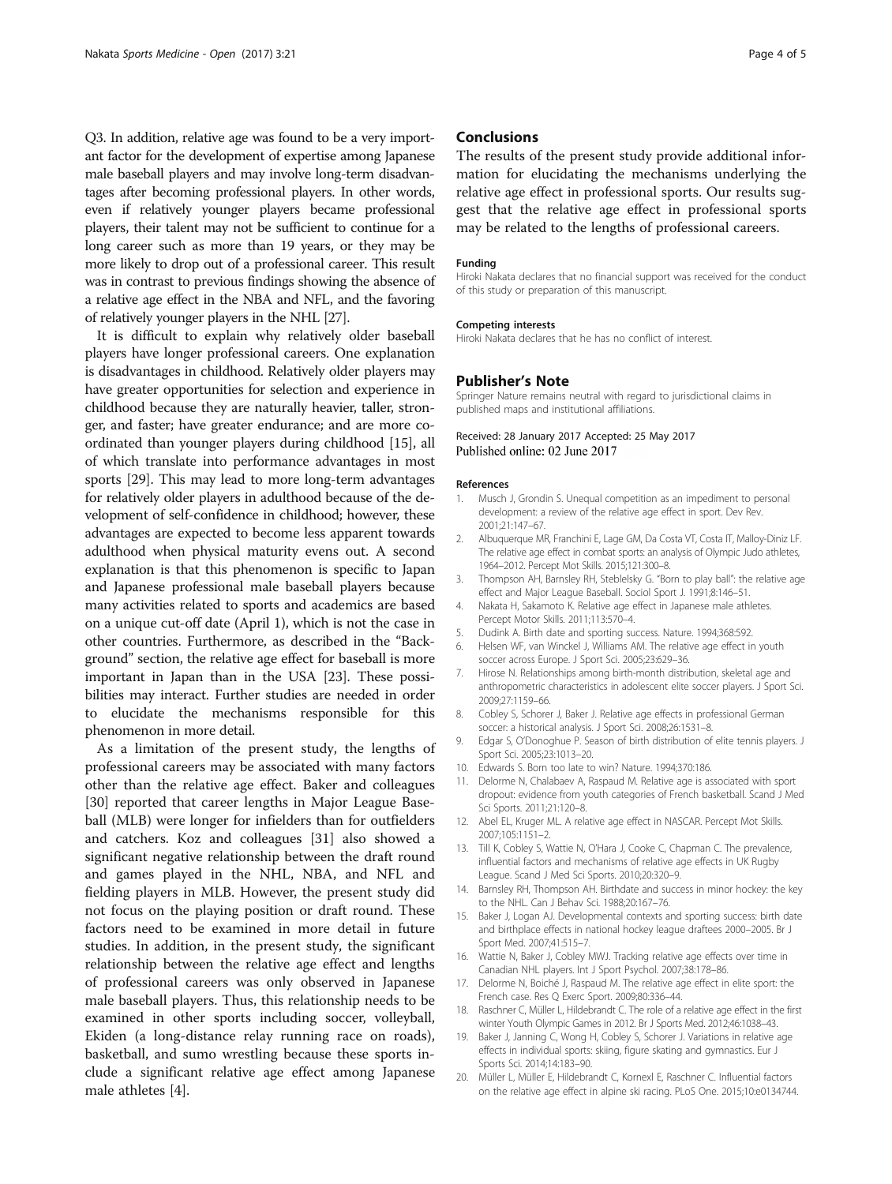Q3. In addition, relative age was found to be a very important factor for the development of expertise among Japanese male baseball players and may involve long-term disadvantages after becoming professional players. In other words, even if relatively younger players became professional players, their talent may not be sufficient to continue for a long career such as more than 19 years, or they may be more likely to drop out of a professional career. This result was in contrast to previous findings showing the absence of a relative age effect in the NBA and NFL, and the favoring of relatively younger players in the NHL [27].

It is difficult to explain why relatively older baseball players have longer professional careers. One explanation is disadvantages in childhood. Relatively older players may have greater opportunities for selection and experience in childhood because they are naturally heavier, taller, stronger, and faster; have greater endurance; and are more coordinated than younger players during childhood [15], all of which translate into performance advantages in most sports [29]. This may lead to more long-term advantages for relatively older players in adulthood because of the development of self-confidence in childhood; however, these advantages are expected to become less apparent towards adulthood when physical maturity evens out. A second explanation is that this phenomenon is specific to Japan and Japanese professional male baseball players because many activities related to sports and academics are based on a unique cut-off date (April 1), which is not the case in other countries. Furthermore, as described in the "Background" section, the relative age effect for baseball is more important in Japan than in the USA [23]. These possibilities may interact. Further studies are needed in order to elucidate the mechanisms responsible for this phenomenon in more detail.

As a limitation of the present study, the lengths of professional careers may be associated with many factors other than the relative age effect. Baker and colleagues [30] reported that career lengths in Major League Baseball (MLB) were longer for infielders than for outfielders and catchers. Koz and colleagues [31] also showed a significant negative relationship between the draft round and games played in the NHL, NBA, and NFL and fielding players in MLB. However, the present study did not focus on the playing position or draft round. These factors need to be examined in more detail in future studies. In addition, in the present study, the significant relationship between the relative age effect and lengths of professional careers was only observed in Japanese male baseball players. Thus, this relationship needs to be examined in other sports including soccer, volleyball, Ekiden (a long-distance relay running race on roads), basketball, and sumo wrestling because these sports include a significant relative age effect among Japanese male athletes [4].

## Conclusions

The results of the present study provide additional information for elucidating the mechanisms underlying the relative age effect in professional sports. Our results suggest that the relative age effect in professional sports may be related to the lengths of professional careers.

### Funding

Hiroki Nakata declares that no financial support was received for the conduct of this study or preparation of this manuscript.

### Competing interests

Hiroki Nakata declares that he has no conflict of interest.

## Publisher's Note

Springer Nature remains neutral with regard to jurisdictional claims in published maps and institutional affiliations.

Received: 28 January 2017 Accepted: 25 May 2017
Published online: 02 June 2017

### References

1. Musch J, Grondin S. Unequal competition as an impediment to personal development: a review of the relative age effect in sport. Dev Rev. 2001;21:147–67.
2. Albuquerque MR, Franchini E, Lage GM, Da Costa VT, Costa IT, Malloy-Diniz LF. The relative age effect in combat sports: an analysis of Olympic Judo athletes, 1964–2012. Percept Mot Skills. 2015;121:300–8.
3. Thompson AH, Barnsley RH, Steblelsky G. "Born to play ball": the relative age effect and Major League Baseball. Sociol Sport J. 1991;8:146–51.
4. Nakata H, Sakamoto K. Relative age effect in Japanese male athletes. Percept Motor Skills. 2011;113:570–4.
5. Dudink A. Birth date and sporting success. Nature. 1994;368:592.
6. Helsen WF, van Winckel J, Williams AM. The relative age effect in youth soccer across Europe. J Sport Sci. 2005;23:629–36.
7. Hirose N. Relationships among birth-month distribution, skeletal age and anthropometric characteristics in adolescent elite soccer players. J Sport Sci. 2009;27:1159–66.
8. Cobley S, Schorer J, Baker J. Relative age effects in professional German soccer: a historical analysis. J Sport Sci. 2008;26:1531–8.
9. Edgar S, O'Donoghue P. Season of birth distribution of elite tennis players. J Sport Sci. 2005;23:1013–20.
10. Edwards S. Born too late to win? Nature. 1994;370:186.
11. Delorme N, Chalabaev A, Raspaud M. Relative age is associated with sport dropout: evidence from youth categories of French basketball. Scand J Med Sci Sports. 2011;21:120–8.
12. Abel EL, Kruger ML. A relative age effect in NASCAR. Percept Mot Skills. 2007;105:1151–2.
13. Till K, Cobley S, Wattie N, O'Hara J, Cooke C, Chapman C. The prevalence, influential factors and mechanisms of relative age effects in UK Rugby League. Scand J Med Sci Sports. 2010;20:320–9.
14. Barnsley RH, Thompson AH. Birthdate and success in minor hockey: the key to the NHL. Can J Behav Sci. 1988;20:167–76.
15. Baker J, Logan AJ. Developmental contexts and sporting success: birth date and birthplace effects in national hockey league draftees 2000–2005. Br J Sport Med. 2007;41:515–7.
16. Wattie N, Baker J, Cobley MWJ. Tracking relative age effects over time in Canadian NHL players. Int J Sport Psychol. 2007;38:178–86.
17. Delorme N, Boiché J, Raspaud M. The relative age effect in elite sport: the French case. Res Q Exerc Sport. 2009;80:336–44.
18. Raschner C, Müller L, Hildebrandt C. The role of a relative age effect in the first winter Youth Olympic Games in 2012. Br J Sports Med. 2012;46:1038–43.
19. Baker J, Janning C, Wong H, Cobley S, Schorer J. Variations in relative age effects in individual sports: skiing, figure skating and gymnastics. Eur J Sports Sci. 2014;14:183–90.
20. Müller L, Müller E, Hildebrandt C, Kornexl E, Raschner C. Influential factors on the relative age effect in alpine ski racing. PLoS One. 2015;10:e0134744.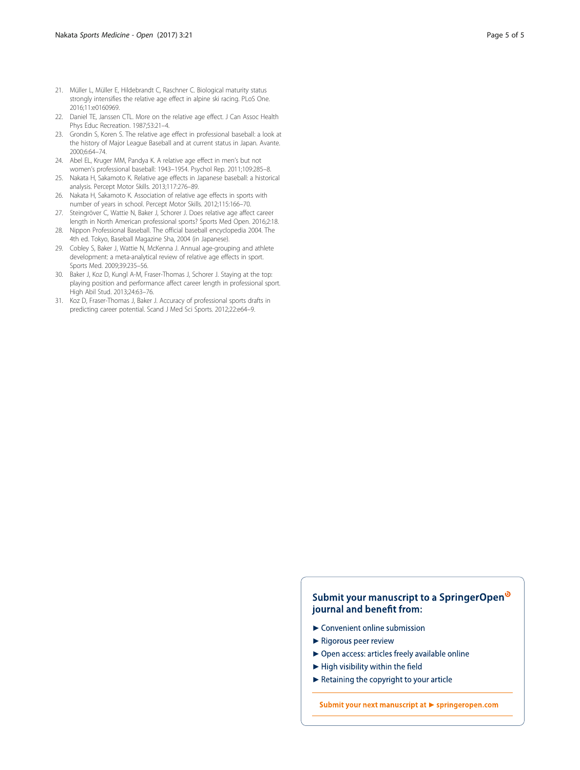21. Müller L, Müller E, Hildebrandt C, Raschner C. Biological maturity status strongly intensifies the relative age effect in alpine ski racing. PLoS One. 2016;11:e0160969.
22. Daniel TE, Janssen CTL. More on the relative age effect. J Can Assoc Health Phys Educ Recreation. 1987;53:21–4.
23. Grondin S, Koren S. The relative age effect in professional baseball: a look at the history of Major League Baseball and at current status in Japan. Avante. 2000;6:64–74.
24. Abel EL, Kruger MM, Pandya K. A relative age effect in men's but not women's professional baseball: 1943–1954. Psychol Rep. 2011;109:285–8.
25. Nakata H, Sakamoto K. Relative age effects in Japanese baseball: a historical analysis. Percept Motor Skills. 2013;117:276–89.
26. Nakata H, Sakamoto K. Association of relative age effects in sports with number of years in school. Percept Motor Skills. 2012;115:166–70.
27. Steingröver C, Wattie N, Baker J, Schorer J. Does relative age affect career length in North American professional sports? Sports Med Open. 2016;2:18.
28. Nippon Professional Baseball. The official baseball encyclopedia 2004. The 4th ed. Tokyo, Baseball Magazine Sha, 2004 (in Japanese).
29. Cobley S, Baker J, Wattie N, McKenna J. Annual age-grouping and athlete development: a meta-analytical review of relative age effects in sport. Sports Med. 2009;39:235–56.
30. Baker J, Koz D, Kungl A-M, Fraser-Thomas J, Schorer J. Staying at the top: playing position and performance affect career length in professional sport. High Abil Stud. 2013;24:63–76.
31. Koz D, Fraser-Thomas J, Baker J. Accuracy of professional sports drafts in predicting career potential. Scand J Med Sci Sports. 2012;22:e64–9.

**Submit your manuscript to a SpringerOpen journal and benefit from:**

- ► Convenient online submission
- ► Rigorous peer review
- ► Open access: articles freely available online
- ► High visibility within the field
- ► Retaining the copyright to your article

**Submit your next manuscript at ► springeropen.com**